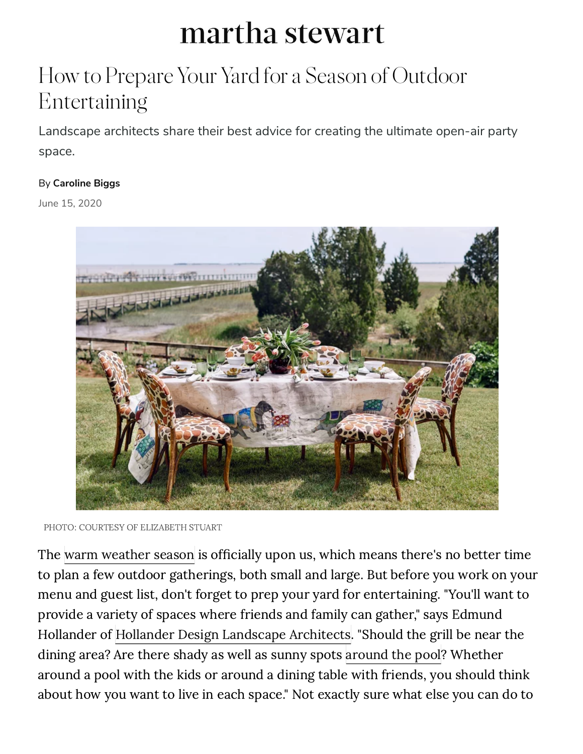martha stewart

# How to Prepare Your Yard for a Season of Outdoor Entertaining

Landscape architects share their best advice for creating the ultimate open-air party space.

By **Caroline Biggs**

June 15, 2020

PHOTO: COURTESY OF ELIZABETH STUART

The warm weather season is officially upon us, which means there's no better time to plan a few outdoor gatherings, both small and large. But before you work on your menu and guest list, don't forget to prep your yard for entertaining. "You'll want to provide a variety of spaces where friends and family can gather," says Edmund Hollander of Hollander Design Landscape Architects. "Should the grill be near the dining area? Are there shady as well as sunny spots around the pool? Whether around a pool with the kids or around a dining table with friends, you should think about how you want to live in each space." Not exactly sure what else you can do to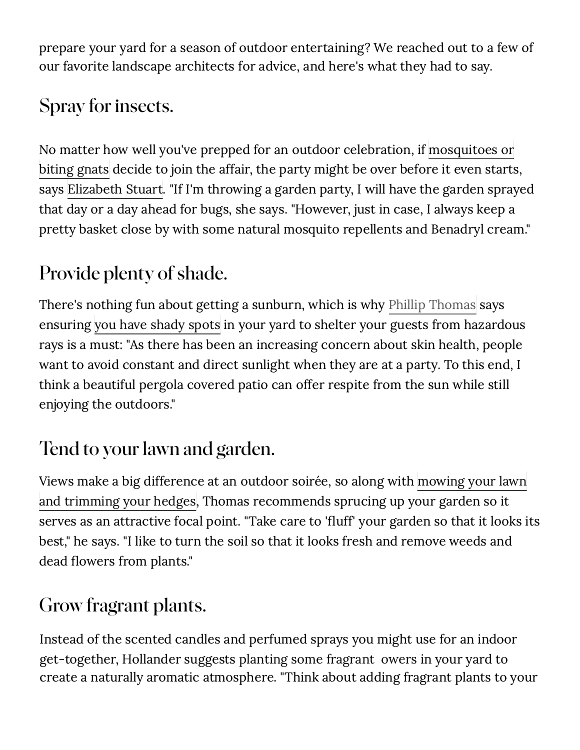prepare your yard for a season of outdoor entertaining? We reached out to a few of our favorite landscape architects for advice, and here's what they had to say.

## Spray for insects.

No matter how well you've prepped for an outdoor celebration, if mosquitoes or biting gnats decide to join the affair, the party might be over before it even starts, says Elizabeth Stuart. "If I'm throwing a garden party, I will have the garden sprayed that day or a day ahead for bugs, she says. "However, just in case, I always keep a pretty basket close by with some natural mosquito repellents and Benadryl cream."

## Provide plenty of shade.

There's nothing fun about getting a sunburn, which is why Phillip Thomas says ensuring you have shady spots in your yard to shelter your guests from hazardous rays is a must: "As there has been an increasing concern about skin health, people want to avoid constant and direct sunlight when they are at a party. To this end, I think a beautiful pergola covered patio can offer respite from the sun while still enjoying the outdoors."

## Tend to your lawn and garden.

Views make a big difference at an outdoor soirée, so along with mowing your lawn and trimming your hedges, Thomas recommends sprucing up your garden so it serves as an attractive focal point. "Take care to 'fluff' your garden so that it looks its best," he says. "I like to turn the soil so that it looks fresh and remove weeds and dead flowers from plants."

## Grow fragrant plants.

Instead of the scented candles and perfumed sprays you might use for an indoor get-together, Hollander suggests planting some fragrant owers in your yard to create a naturally aromatic atmosphere. "Think about adding fragrant plants to your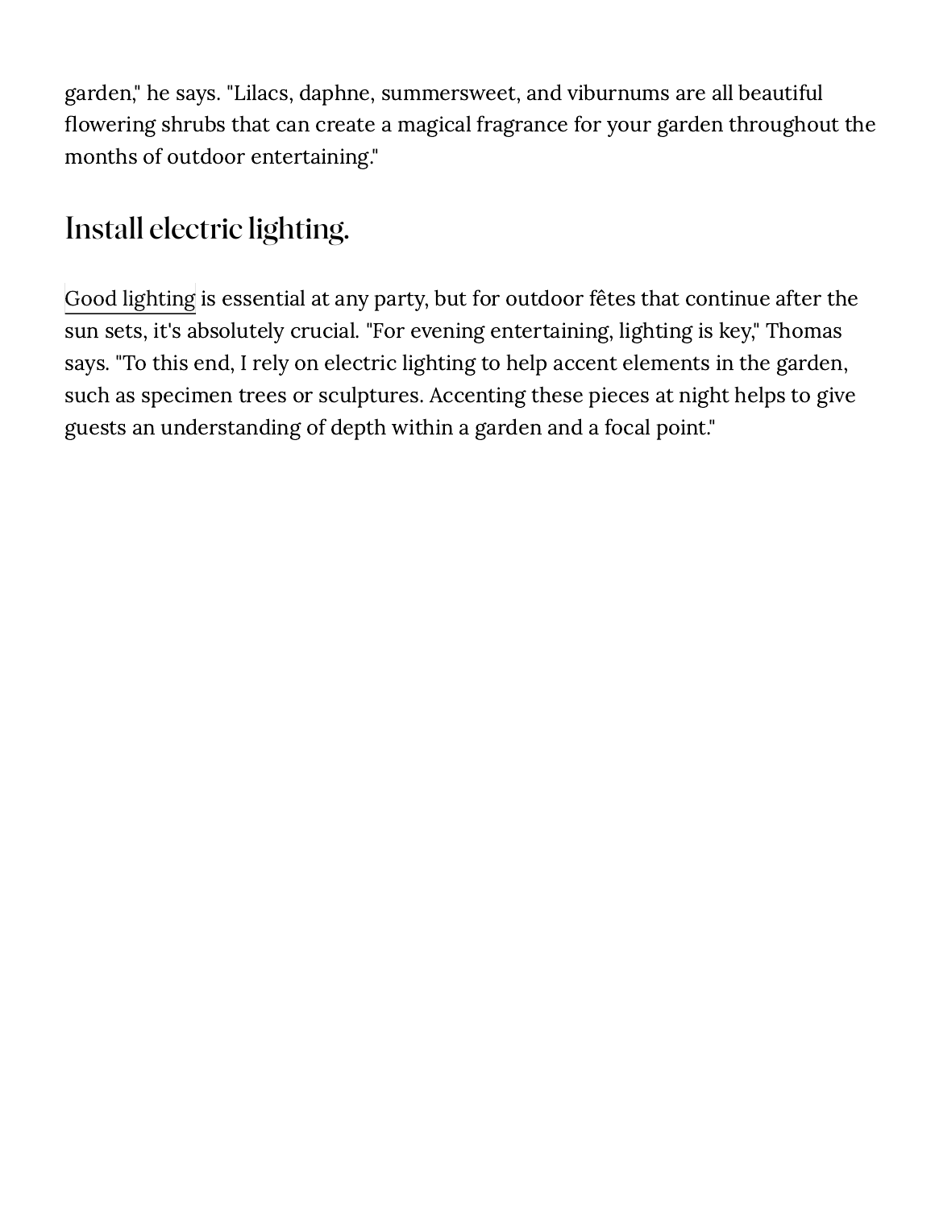garden," he says. "Lilacs, daphne, summersweet, and viburnums are all beautiful flowering shrubs that can create a magical fragrance for your garden throughout the months of outdoor entertaining."

## Install electric lighting.

Good lighting is essential at any party, but for outdoor fêtes that continue after the sun sets, it's absolutely crucial. "For evening entertaining, lighting is key," Thomas says. "To this end, I rely on electric lighting to help accent elements in the garden, such as specimen trees or sculptures. Accenting these pieces at night helps to give guests an understanding of depth within a garden and a focal point."